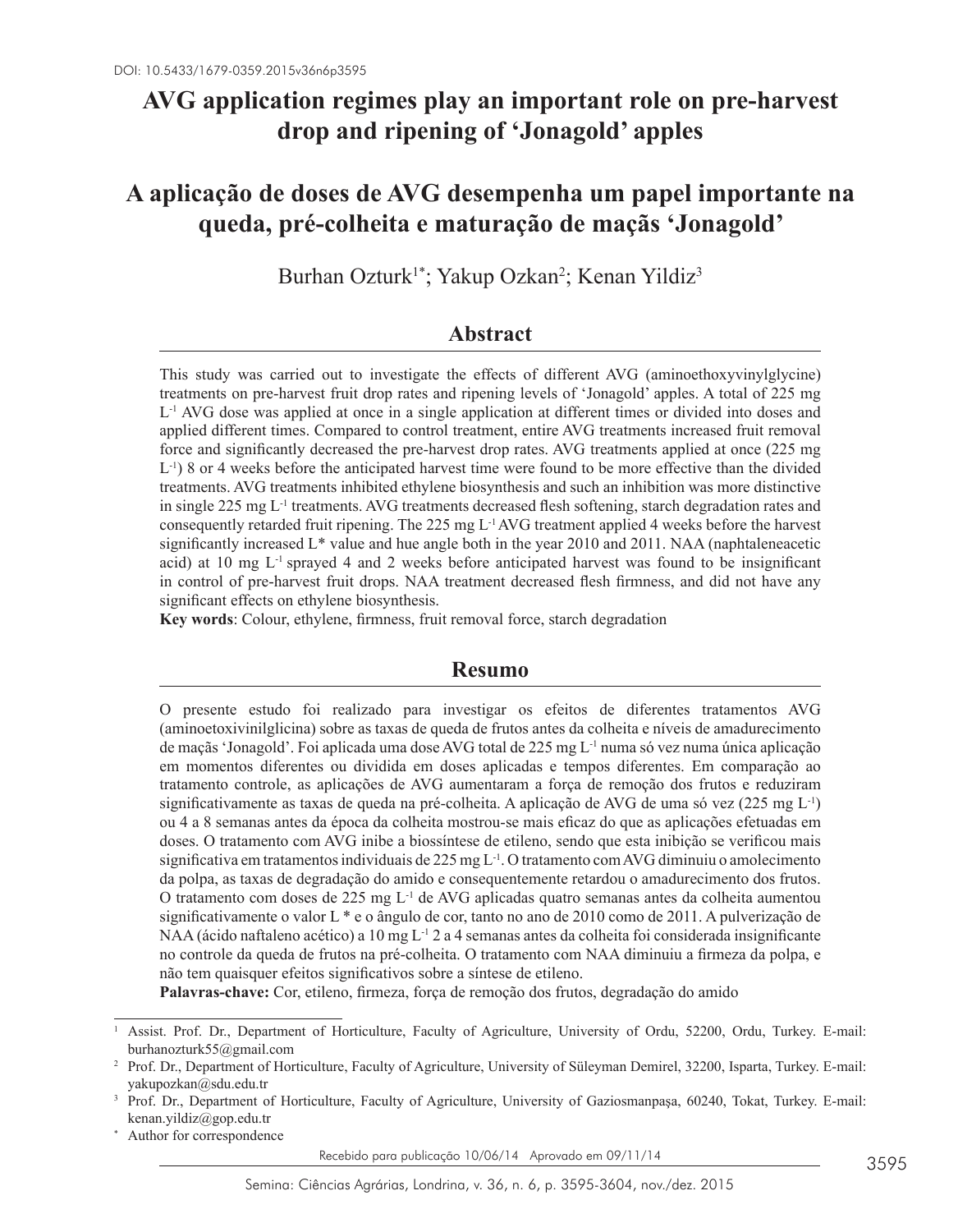DOI: 10.5433/1679-0359.2015v36n6p3595

# AVG application regimes play an important role on pre-harvest drop and ripening of 'Jonagold' apples

# A aplicação de doses de AVG desempenha um papel importante na queda, pré-colheita e maturação de maçãs 'Jonagold'

Burhan Ozturk[1*]; Yakup Ozkan[2]; Kenan Yildiz[3]

## Abstract

This study was carried out to investigate the effects of different AVG (aminoethoxyvinylglycine) treatments on pre-harvest fruit drop rates and ripening levels of 'Jonagold' apples. A total of 225 mg $L^{-1}$ AVG dose was applied at once in a single application at different times or divided into doses and applied different times. Compared to control treatment, entire AVG treatments increased fruit removal force and significantly decreased the pre-harvest drop rates. AVG treatments applied at once (225 mg $L^{-1}$) 8 or 4 weeks before the anticipated harvest time were found to be more effective than the divided treatments. AVG treatments inhibited ethylene biosynthesis and such an inhibition was more distinctive in single 225 mg $L^{-1}$ treatments. AVG treatments decreased flesh softening, starch degradation rates and consequently retarded fruit ripening. The 225 mg $L^{-1}$ AVG treatment applied 4 weeks before the harvest significantly increased L* value and hue angle both in the year 2010 and 2011. NAA (naphtaleneacetic acid) at 10 mg $L^{-1}$ sprayed 4 and 2 weeks before anticipated harvest was found to be insignificant in control of pre-harvest fruit drops. NAA treatment decreased flesh firmness, and did not have any significant effects on ethylene biosynthesis.

**Key words**: Colour, ethylene, firmness, fruit removal force, starch degradation

## Resumo

O presente estudo foi realizado para investigar os efeitos de diferentes tratamentos AVG (aminoetoxivinilglicina) sobre as taxas de queda de frutos antes da colheita e níveis de amadurecimento de maçãs 'Jonagold'. Foi aplicada uma dose AVG total de 225 mg $L^{-1}$ numa só vez numa única aplicação em momentos diferentes ou dividida em doses aplicadas e tempos diferentes. Em comparação ao tratamento controle, as aplicações de AVG aumentaram a força de remoção dos frutos e reduziram significativamente as taxas de queda na pré-colheita. A aplicação de AVG de uma só vez (225 mg $L^{-1}$) ou 4 a 8 semanas antes da época da colheita mostrou-se mais eficaz do que as aplicações efetuadas em doses. O tratamento com AVG inibe a biossíntese de etileno, sendo que esta inibição se verificou mais significativa em tratamentos individuais de 225 mg $L^{-1}$. O tratamento com AVG diminuiu o amolecimento da polpa, as taxas de degradação do amido e consequentemente retardou o amadurecimento dos frutos. O tratamento com doses de 225 mg $L^{-1}$ de AVG aplicadas quatro semanas antes da colheita aumentou significativamente o valor L * e o ângulo de cor, tanto no ano de 2010 como de 2011. A pulverização de NAA (ácido naftaleno acético) a 10 mg $L^{-1}$ 2 a 4 semanas antes da colheita foi considerada insignificante no controle da queda de frutos na pré-colheita. O tratamento com NAA diminuiu a firmeza da polpa, e não tem quaisquer efeitos significativos sobre a síntese de etileno.

**Palavras-chave:** Cor, etileno, firmeza, força de remoção dos frutos, degradação do amido

---

[1] Assist. Prof. Dr., Department of Horticulture, Faculty of Agriculture, University of Ordu, 52200, Ordu, Turkey. E-mail: burhanozturk55@gmail.com

[2] Prof. Dr., Department of Horticulture, Faculty of Agriculture, University of Süleyman Demirel, 32200, Isparta, Turkey. E-mail: yakupozkan@sdu.edu.tr

[3] Prof. Dr., Department of Horticulture, Faculty of Agriculture, University of Gaziosmanpaşa, 60240, Tokat, Turkey. E-mail: kenan.yildiz@gop.edu.tr

[*] Author for correspondence

Recebido para publicação 10/06/14 Aprovado em 09/11/14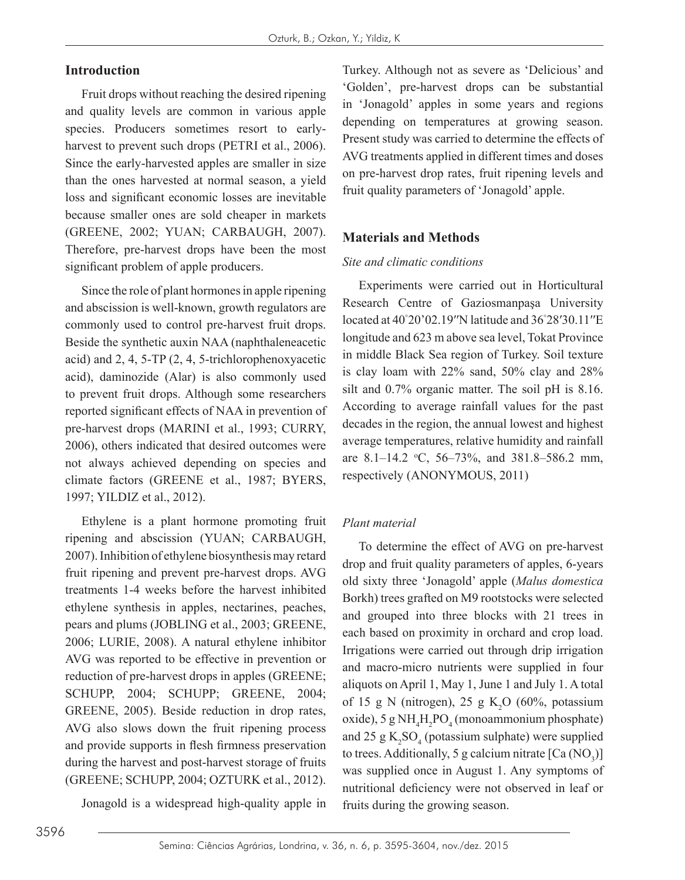## Introduction

Fruit drops without reaching the desired ripening and quality levels are common in various apple species. Producers sometimes resort to early-harvest to prevent such drops (PETRI et al., 2006). Since the early-harvested apples are smaller in size than the ones harvested at normal season, a yield loss and significant economic losses are inevitable because smaller ones are sold cheaper in markets (GREENE, 2002; YUAN; CARBAUGH, 2007). Therefore, pre-harvest drops have been the most significant problem of apple producers.

Since the role of plant hormones in apple ripening and abscission is well-known, growth regulators are commonly used to control pre-harvest fruit drops. Beside the synthetic auxin NAA (naphthaleneacetic acid) and 2, 4, 5-TP (2, 4, 5-trichlorophenoxyacetic acid), daminozide (Alar) is also commonly used to prevent fruit drops. Although some researchers reported significant effects of NAA in prevention of pre-harvest drops (MARINI et al., 1993; CURRY, 2006), others indicated that desired outcomes were not always achieved depending on species and climate factors (GREENE et al., 1987; BYERS, 1997; YILDIZ et al., 2012).

Ethylene is a plant hormone promoting fruit ripening and abscission (YUAN; CARBAUGH, 2007). Inhibition of ethylene biosynthesis may retard fruit ripening and prevent pre-harvest drops. AVG treatments 1-4 weeks before the harvest inhibited ethylene synthesis in apples, nectarines, peaches, pears and plums (JOBLING et al., 2003; GREENE, 2006; LURIE, 2008). A natural ethylene inhibitor AVG was reported to be effective in prevention or reduction of pre-harvest drops in apples (GREENE; SCHUPP, 2004; SCHUPP; GREENE, 2004; GREENE, 2005). Beside reduction in drop rates, AVG also slows down the fruit ripening process and provide supports in flesh firmness preservation during the harvest and post-harvest storage of fruits (GREENE; SCHUPP, 2004; OZTURK et al., 2012).

Jonagold is a widespread high-quality apple in Turkey. Although not as severe as 'Delicious' and 'Golden', pre-harvest drops can be substantial in 'Jonagold' apples in some years and regions depending on temperatures at growing season. Present study was carried to determine the effects of AVG treatments applied in different times and doses on pre-harvest drop rates, fruit ripening levels and fruit quality parameters of 'Jonagold' apple.

## Materials and Methods

### *Site and climatic conditions*

Experiments were carried out in Horticultural Research Centre of Gaziosmanpaşa University located at 40°20'02.19″N latitude and 36°28′30.11″E longitude and 623 m above sea level, Tokat Province in middle Black Sea region of Turkey. Soil texture is clay loam with 22% sand, 50% clay and 28% silt and 0.7% organic matter. The soil pH is 8.16. According to average rainfall values for the past decades in the region, the annual lowest and highest average temperatures, relative humidity and rainfall are 8.1–14.2 °C, 56–73%, and 381.8–586.2 mm, respectively (ANONYMOUS, 2011)

### *Plant material*

To determine the effect of AVG on pre-harvest drop and fruit quality parameters of apples, 6-years old sixty three 'Jonagold' apple (*Malus domestica* Borkh) trees grafted on M9 rootstocks were selected and grouped into three blocks with 21 trees in each based on proximity in orchard and crop load. Irrigations were carried out through drip irrigation and macro-micro nutrients were supplied in four aliquots on April 1, May 1, June 1 and July 1. A total of 15 g N (nitrogen), 25 g $K_2O$ (60%, potassium oxide), 5 g $NH_4H_2PO_4$ (monoammonium phosphate) and 25 g $K_2SO_4$ (potassium sulphate) were supplied to trees. Additionally, 5 g calcium nitrate [$Ca(NO_3)$] was supplied once in August 1. Any symptoms of nutritional deficiency were not observed in leaf or fruits during the growing season.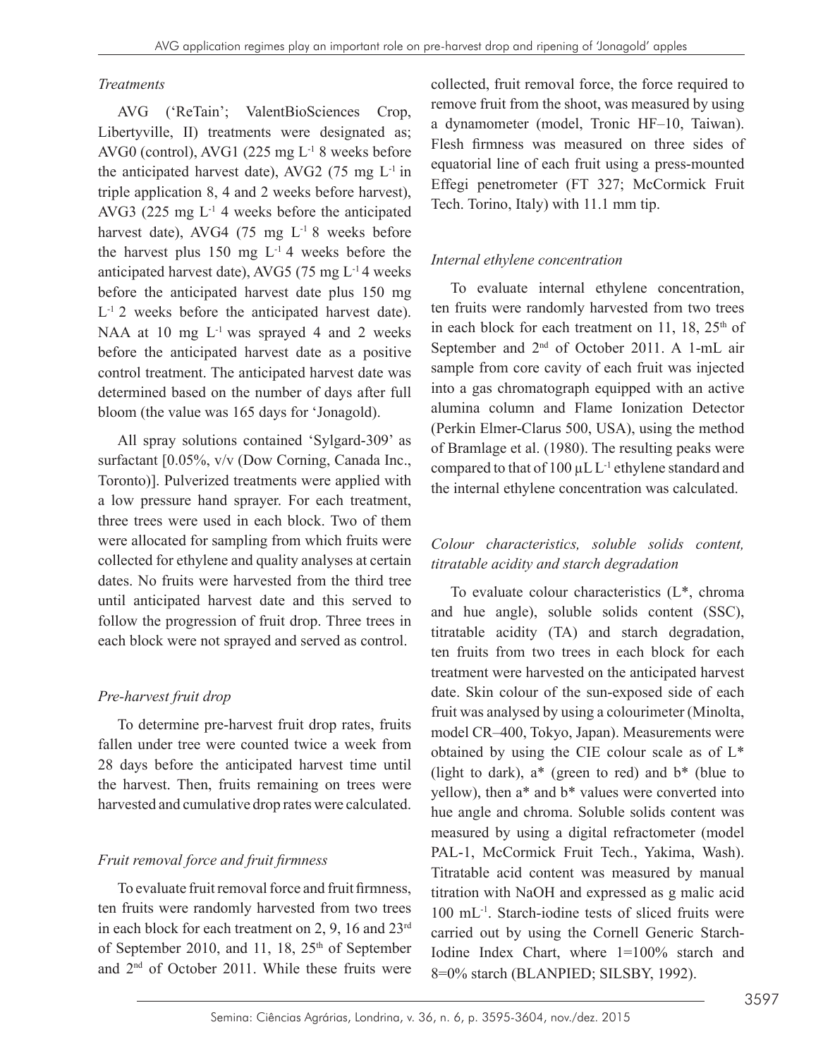### *Treatments*

AVG ('ReTain'; ValentBioSciences Crop, Libertyville, II) treatments were designated as; AVG0 (control), AVG1 (225 mg $L^{-1}$ 8 weeks before the anticipated harvest date), AVG2 (75 mg $L^{-1}$ in triple application 8, 4 and 2 weeks before harvest), AVG3 (225 mg $L^{-1}$ 4 weeks before the anticipated harvest date), AVG4 (75 mg $L^{-1}$ 8 weeks before the harvest plus 150 mg $L^{-1}$ 4 weeks before the anticipated harvest date), AVG5 (75 mg $L^{-1}$ 4 weeks before the anticipated harvest date plus 150 mg $L^{-1}$ 2 weeks before the anticipated harvest date). NAA at 10 mg $L^{-1}$ was sprayed 4 and 2 weeks before the anticipated harvest date as a positive control treatment. The anticipated harvest date was determined based on the number of days after full bloom (the value was 165 days for 'Jonagold).

All spray solutions contained 'Sylgard-309' as surfactant [0.05%, v/v (Dow Corning, Canada Inc., Toronto)]. Pulverized treatments were applied with a low pressure hand sprayer. For each treatment, three trees were used in each block. Two of them were allocated for sampling from which fruits were collected for ethylene and quality analyses at certain dates. No fruits were harvested from the third tree until anticipated harvest date and this served to follow the progression of fruit drop. Three trees in each block were not sprayed and served as control.

### *Pre-harvest fruit drop*

To determine pre-harvest fruit drop rates, fruits fallen under tree were counted twice a week from 28 days before the anticipated harvest time until the harvest. Then, fruits remaining on trees were harvested and cumulative drop rates were calculated.

### *Fruit removal force and fruit firmness*

To evaluate fruit removal force and fruit firmness, ten fruits were randomly harvested from two trees in each block for each treatment on 2, 9, 16 and 23rd of September 2010, and 11, 18, 25th of September and 2nd of October 2011. While these fruits were collected, fruit removal force, the force required to remove fruit from the shoot, was measured by using a dynamometer (model, Tronic HF–10, Taiwan). Flesh firmness was measured on three sides of equatorial line of each fruit using a press-mounted Effegi penetrometer (FT 327; McCormick Fruit Tech. Torino, Italy) with 11.1 mm tip.

### *Internal ethylene concentration*

To evaluate internal ethylene concentration, ten fruits were randomly harvested from two trees in each block for each treatment on 11, 18, 25th of September and 2nd of October 2011. A 1-mL air sample from core cavity of each fruit was injected into a gas chromatograph equipped with an active alumina column and Flame Ionization Detector (Perkin Elmer-Clarus 500, USA), using the method of Bramlage et al. (1980). The resulting peaks were compared to that of 100 µL $L^{-1}$ ethylene standard and the internal ethylene concentration was calculated.

### *Colour characteristics, soluble solids content, titratable acidity and starch degradation*

To evaluate colour characteristics (L*, chroma and hue angle), soluble solids content (SSC), titratable acidity (TA) and starch degradation, ten fruits from two trees in each block for each treatment were harvested on the anticipated harvest date. Skin colour of the sun-exposed side of each fruit was analysed by using a colourimeter (Minolta, model CR–400, Tokyo, Japan). Measurements were obtained by using the CIE colour scale as of L* (light to dark), a* (green to red) and b* (blue to yellow), then a* and b* values were converted into hue angle and chroma. Soluble solids content was measured by using a digital refractometer (model PAL-1, McCormick Fruit Tech., Yakima, Wash). Titratable acid content was measured by manual titration with NaOH and expressed as g malic acid 100 $mL^{-1}$. Starch-iodine tests of sliced fruits were carried out by using the Cornell Generic Starch-Iodine Index Chart, where 1=100% starch and 8=0% starch (BLANPIED; SILSBY, 1992).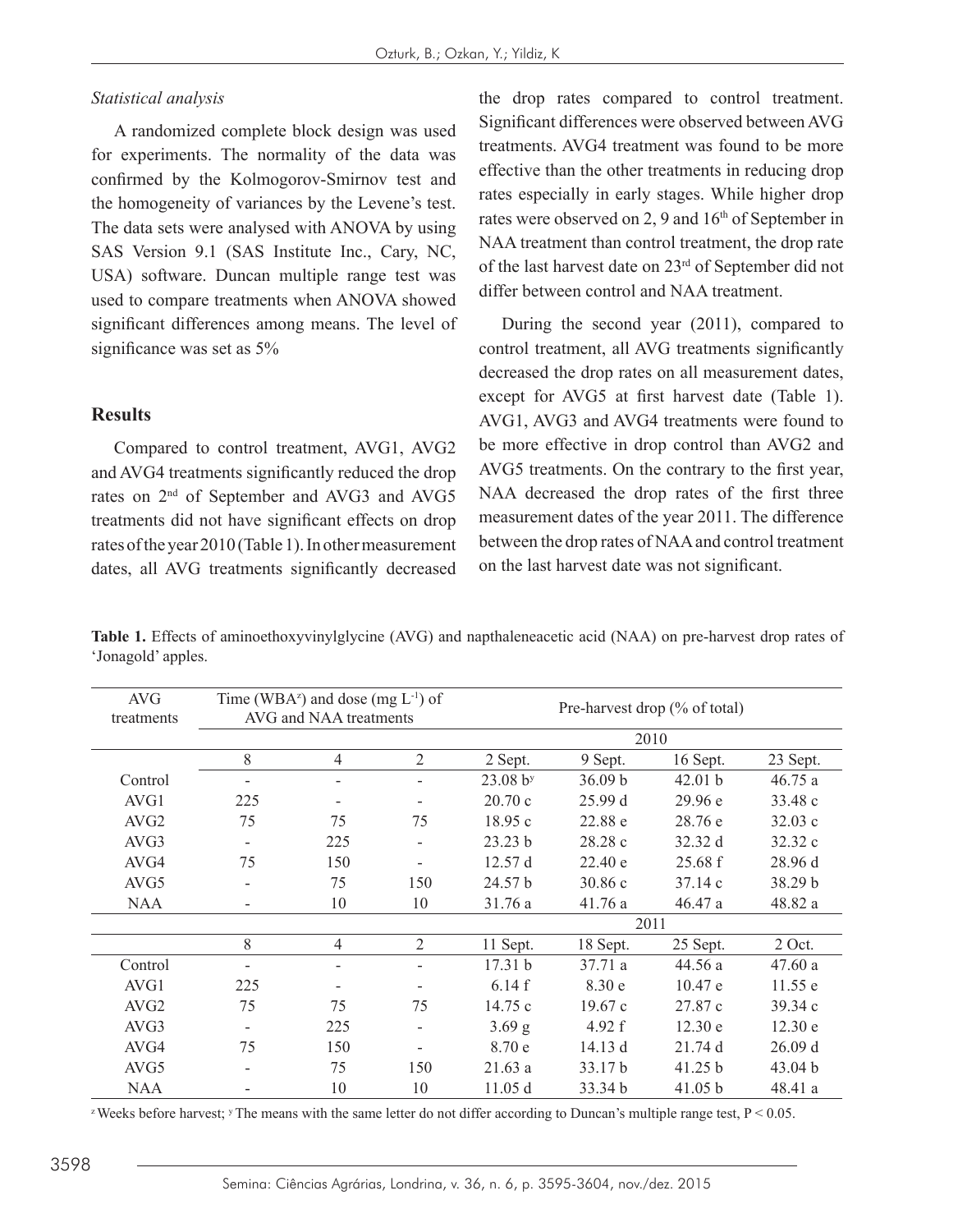*Statistical analysis*

A randomized complete block design was used for experiments. The normality of the data was confirmed by the Kolmogorov-Smirnov test and the homogeneity of variances by the Levene's test. The data sets were analysed with ANOVA by using SAS Version 9.1 (SAS Institute Inc., Cary, NC, USA) software. Duncan multiple range test was used to compare treatments when ANOVA showed significant differences among means. The level of significance was set as 5%

## Results

Compared to control treatment, AVG1, AVG2 and AVG4 treatments significantly reduced the drop rates on 2nd of September and AVG3 and AVG5 treatments did not have significant effects on drop rates of the year 2010 (Table 1). In other measurement dates, all AVG treatments significantly decreased the drop rates compared to control treatment. Significant differences were observed between AVG treatments. AVG4 treatment was found to be more effective than the other treatments in reducing drop rates especially in early stages. While higher drop rates were observed on 2, 9 and 16th of September in NAA treatment than control treatment, the drop rate of the last harvest date on 23rd of September did not differ between control and NAA treatment.

During the second year (2011), compared to control treatment, all AVG treatments significantly decreased the drop rates on all measurement dates, except for AVG5 at first harvest date (Table 1). AVG1, AVG3 and AVG4 treatments were found to be more effective in drop control than AVG2 and AVG5 treatments. On the contrary to the first year, NAA decreased the drop rates of the first three measurement dates of the year 2011. The difference between the drop rates of NAA and control treatment on the last harvest date was not significant.

**Table 1.** Effects of aminoethoxyvinylglycine (AVG) and napthaleneacetic acid (NAA) on pre-harvest drop rates of 'Jonagold' apples.

| AVG treatments | Time (WBA[z]) and dose (mg $L^{-1}$) of AVG and NAA treatments | | | Pre-harvest drop (% of total) | | | |
|---|---|---|---|---|---|---|---|
| | | | | 2010 | | | |
| | 8 | 4 | 2 | 2 Sept. | 9 Sept. | 16 Sept. | 23 Sept. |
| Control | - | - | - | 23.08 b[y] | 36.09 b | 42.01 b | 46.75 a |
| AVG1 | 225 | - | - | 20.70 c | 25.99 d | 29.96 e | 33.48 c |
| AVG2 | 75 | 75 | 75 | 18.95 c | 22.88 e | 28.76 e | 32.03 c |
| AVG3 | - | 225 | - | 23.23 b | 28.28 c | 32.32 d | 32.32 c |
| AVG4 | 75 | 150 | - | 12.57 d | 22.40 e | 25.68 f | 28.96 d |
| AVG5 | - | 75 | 150 | 24.57 b | 30.86 c | 37.14 c | 38.29 b |
| NAA | - | 10 | 10 | 31.76 a | 41.76 a | 46.47 a | 48.82 a |
| | | | | 2011 | | | |
| | 8 | 4 | 2 | 11 Sept. | 18 Sept. | 25 Sept. | 2 Oct. |
| Control | - | - | - | 17.31 b | 37.71 a | 44.56 a | 47.60 a |
| AVG1 | 225 | - | - | 6.14 f | 8.30 e | 10.47 e | 11.55 e |
| AVG2 | 75 | 75 | 75 | 14.75 c | 19.67 c | 27.87 c | 39.34 c |
| AVG3 | - | 225 | - | 3.69 g | 4.92 f | 12.30 e | 12.30 e |
| AVG4 | 75 | 150 | - | 8.70 e | 14.13 d | 21.74 d | 26.09 d |
| AVG5 | - | 75 | 150 | 21.63 a | 33.17 b | 41.25 b | 43.04 b |
| NAA | - | 10 | 10 | 11.05 d | 33.34 b | 41.05 b | 48.41 a |

[z] Weeks before harvest; [y] The means with the same letter do not differ according to Duncan's multiple range test, $P < 0.05$.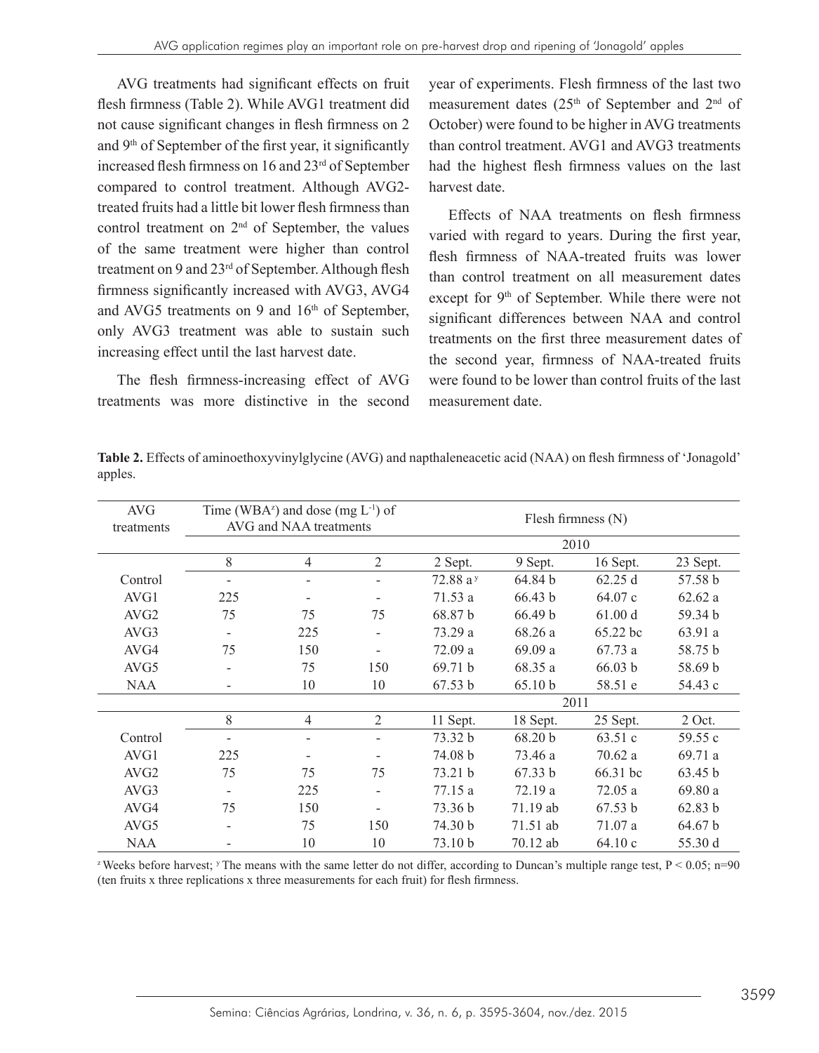AVG treatments had significant effects on fruit flesh firmness (Table 2). While AVG1 treatment did not cause significant changes in flesh firmness on 2 and 9th of September of the first year, it significantly increased flesh firmness on 16 and 23rd of September compared to control treatment. Although AVG2-treated fruits had a little bit lower flesh firmness than control treatment on 2nd of September, the values of the same treatment were higher than control treatment on 9 and 23rd of September. Although flesh firmness significantly increased with AVG3, AVG4 and AVG5 treatments on 9 and 16th of September, only AVG3 treatment was able to sustain such increasing effect until the last harvest date.

The flesh firmness-increasing effect of AVG treatments was more distinctive in the second year of experiments. Flesh firmness of the last two measurement dates (25th of September and 2nd of October) were found to be higher in AVG treatments than control treatment. AVG1 and AVG3 treatments had the highest flesh firmness values on the last harvest date.

Effects of NAA treatments on flesh firmness varied with regard to years. During the first year, flesh firmness of NAA-treated fruits was lower than control treatment on all measurement dates except for 9th of September. While there were not significant differences between NAA and control treatments on the first three measurement dates of the second year, firmness of NAA-treated fruits were found to be lower than control fruits of the last measurement date.

**Table 2.** Effects of aminoethoxyvinylglycine (AVG) and napthaleneacetic acid (NAA) on flesh firmness of 'Jonagold' apples.

| AVG treatments | Time (WBA[z]) and dose (mg $L^{-1}$) of AVG and NAA treatments | | | Flesh firmness (N) | | | |
|---|---|---|---|---|---|---|---|
| | | | | 2010 | | | |
| | 8 | 4 | 2 | 2 Sept. | 9 Sept. | 16 Sept. | 23 Sept. |
| Control | - | - | - | 72.88 a[y] | 64.84 b | 62.25 d | 57.58 b |
| AVG1 | 225 | - | - | 71.53 a | 66.43 b | 64.07 c | 62.62 a |
| AVG2 | 75 | 75 | 75 | 68.87 b | 66.49 b | 61.00 d | 59.34 b |
| AVG3 | - | 225 | - | 73.29 a | 68.26 a | 65.22 bc | 63.91 a |
| AVG4 | 75 | 150 | - | 72.09 a | 69.09 a | 67.73 a | 58.75 b |
| AVG5 | - | 75 | 150 | 69.71 b | 68.35 a | 66.03 b | 58.69 b |
| NAA | - | 10 | 10 | 67.53 b | 65.10 b | 58.51 e | 54.43 c |
| | | | | 2011 | | | |
| | 8 | 4 | 2 | 11 Sept. | 18 Sept. | 25 Sept. | 2 Oct. |
| Control | - | - | - | 73.32 b | 68.20 b | 63.51 c | 59.55 c |
| AVG1 | 225 | - | - | 74.08 b | 73.46 a | 70.62 a | 69.71 a |
| AVG2 | 75 | 75 | 75 | 73.21 b | 67.33 b | 66.31 bc | 63.45 b |
| AVG3 | - | 225 | - | 77.15 a | 72.19 a | 72.05 a | 69.80 a |
| AVG4 | 75 | 150 | - | 73.36 b | 71.19 ab | 67.53 b | 62.83 b |
| AVG5 | - | 75 | 150 | 74.30 b | 71.51 ab | 71.07 a | 64.67 b |
| NAA | - | 10 | 10 | 73.10 b | 70.12 ab | 64.10 c | 55.30 d |

[z] Weeks before harvest; [y] The means with the same letter do not differ, according to Duncan's multiple range test, $P < 0.05$; n=90 (ten fruits x three replications x three measurements for each fruit) for flesh firmness.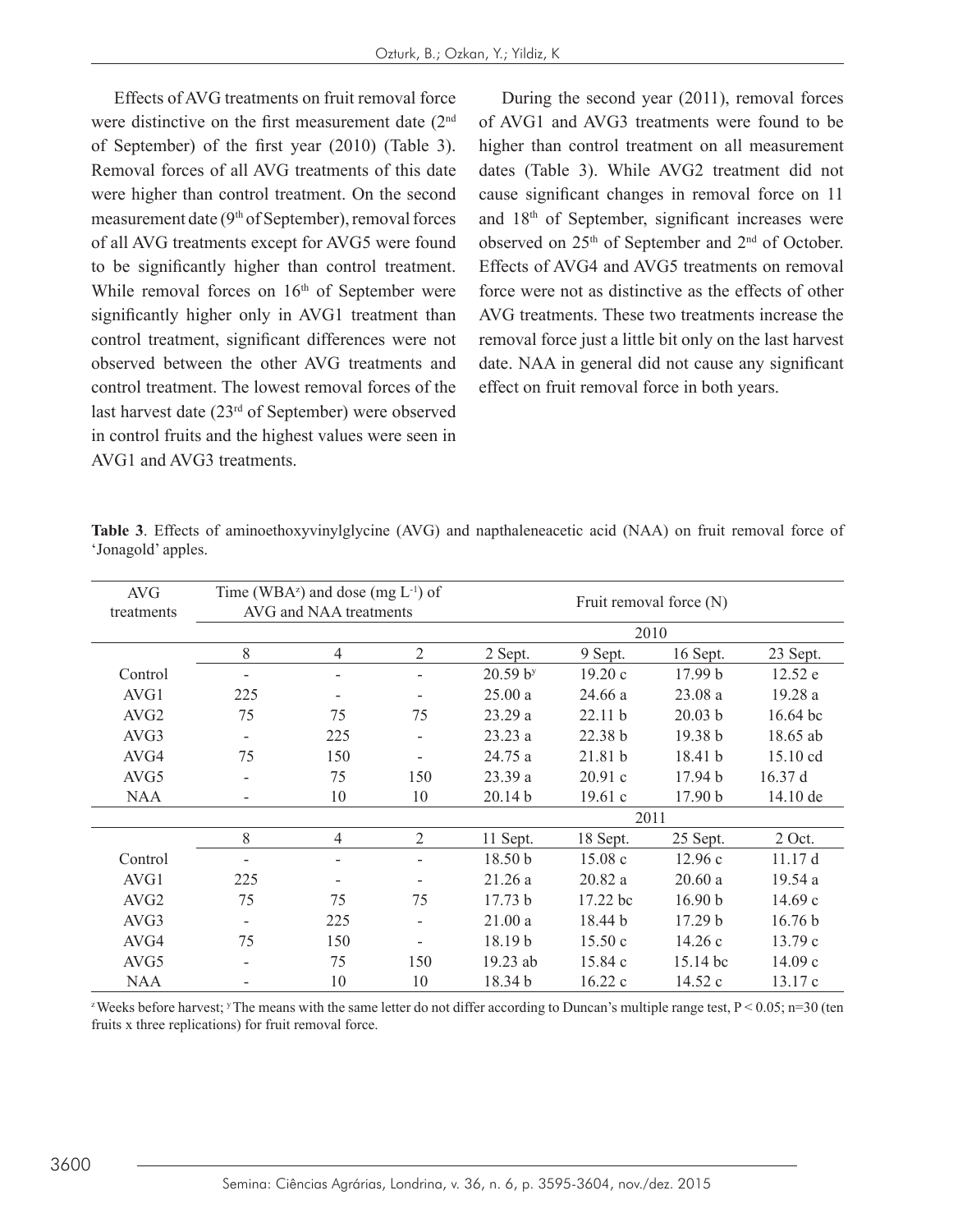Effects of AVG treatments on fruit removal force were distinctive on the first measurement date (2nd of September) of the first year (2010) (Table 3). Removal forces of all AVG treatments of this date were higher than control treatment. On the second measurement date (9th of September), removal forces of all AVG treatments except for AVG5 were found to be significantly higher than control treatment. While removal forces on 16th of September were significantly higher only in AVG1 treatment than control treatment, significant differences were not observed between the other AVG treatments and control treatment. The lowest removal forces of the last harvest date (23rd of September) were observed in control fruits and the highest values were seen in AVG1 and AVG3 treatments.

During the second year (2011), removal forces of AVG1 and AVG3 treatments were found to be higher than control treatment on all measurement dates (Table 3). While AVG2 treatment did not cause significant changes in removal force on 11 and 18th of September, significant increases were observed on 25th of September and 2nd of October. Effects of AVG4 and AVG5 treatments on removal force were not as distinctive as the effects of other AVG treatments. These two treatments increase the removal force just a little bit only on the last harvest date. NAA in general did not cause any significant effect on fruit removal force in both years.

**Table 3**. Effects of aminoethoxyvinylglycine (AVG) and napthaleneacetic acid (NAA) on fruit removal force of 'Jonagold' apples.

| AVG treatments | Time (WBA[z]) and dose (mg $L^{-1}$) of AVG and NAA treatments | | | Fruit removal force (N) | | | |
|---|---|---|---|---|---|---|---|
| | | | | 2010 | | | |
| | 8 | 4 | 2 | 2 Sept. | 9 Sept. | 16 Sept. | 23 Sept. |
| Control | - | - | - | 20.59 b[y] | 19.20 c | 17.99 b | 12.52 e |
| AVG1 | 225 | - | - | 25.00 a | 24.66 a | 23.08 a | 19.28 a |
| AVG2 | 75 | 75 | 75 | 23.29 a | 22.11 b | 20.03 b | 16.64 bc |
| AVG3 | - | 225 | - | 23.23 a | 22.38 b | 19.38 b | 18.65 ab |
| AVG4 | 75 | 150 | - | 24.75 a | 21.81 b | 18.41 b | 15.10 cd |
| AVG5 | - | 75 | 150 | 23.39 a | 20.91 c | 17.94 b | 16.37 d |
| NAA | - | 10 | 10 | 20.14 b | 19.61 c | 17.90 b | 14.10 de |
| | | | | 2011 | | | |
| | 8 | 4 | 2 | 11 Sept. | 18 Sept. | 25 Sept. | 2 Oct. |
| Control | - | - | - | 18.50 b | 15.08 c | 12.96 c | 11.17 d |
| AVG1 | 225 | - | - | 21.26 a | 20.82 a | 20.60 a | 19.54 a |
| AVG2 | 75 | 75 | 75 | 17.73 b | 17.22 bc | 16.90 b | 14.69 c |
| AVG3 | - | 225 | - | 21.00 a | 18.44 b | 17.29 b | 16.76 b |
| AVG4 | 75 | 150 | - | 18.19 b | 15.50 c | 14.26 c | 13.79 c |
| AVG5 | - | 75 | 150 | 19.23 ab | 15.84 c | 15.14 bc | 14.09 c |
| NAA | - | 10 | 10 | 18.34 b | 16.22 c | 14.52 c | 13.17 c |

[z] Weeks before harvest; [y] The means with the same letter do not differ according to Duncan's multiple range test, $P < 0.05$; n=30 (ten fruits x three replications) for fruit removal force.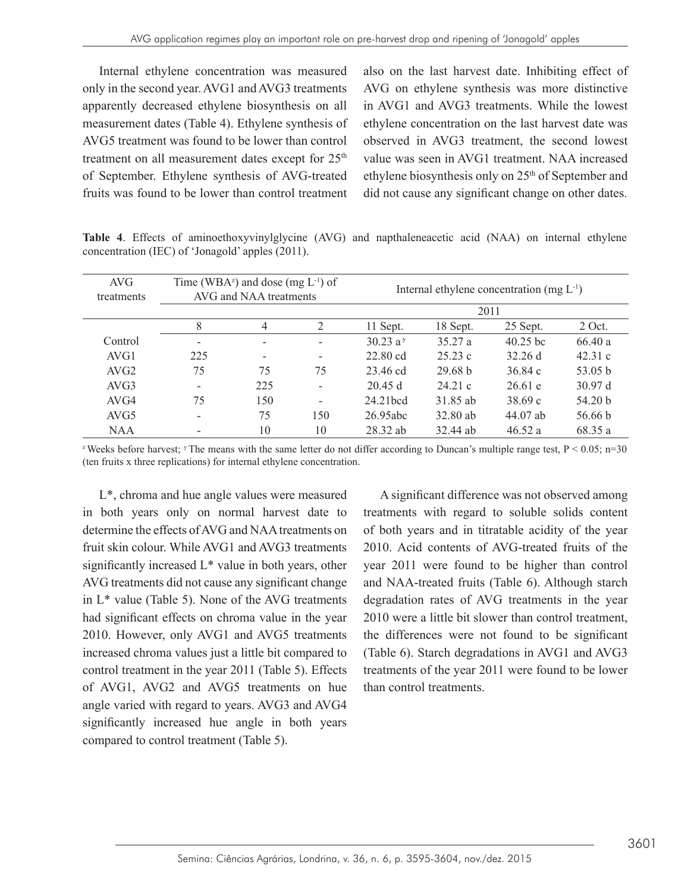Internal ethylene concentration was measured only in the second year. AVG1 and AVG3 treatments apparently decreased ethylene biosynthesis on all measurement dates (Table 4). Ethylene synthesis of AVG5 treatment was found to be lower than control treatment on all measurement dates except for 25[th] of September. Ethylene synthesis of AVG-treated fruits was found to be lower than control treatment also on the last harvest date. Inhibiting effect of AVG on ethylene synthesis was more distinctive in AVG1 and AVG3 treatments. While the lowest ethylene concentration on the last harvest date was observed in AVG3 treatment, the second lowest value was seen in AVG1 treatment. NAA increased ethylene biosynthesis only on 25[th] of September and did not cause any significant change on other dates.

**Table 4**. Effects of aminoethoxyvinylglycine (AVG) and napthaleneacetic acid (NAA) on internal ethylene concentration (IEC) of 'Jonagold' apples (2011).

| AVG treatments | Time (WBA[z]) and dose (mg $L^{-1}$) of AVG and NAA treatments | | | Internal ethylene concentration (mg $L^{-1}$) | | | |
|---|---|---|---|---|---|---|---|
| | | | | 2011 | | | |
| | 8 | 4 | 2 | 11 Sept. | 18 Sept. | 25 Sept. | 2 Oct. |
| Control | - | - | - | 30.23 a[y] | 35.27 a | 40.25 bc | 66.40 a |
| AVG1 | 225 | - | - | 22.80 cd | 25.23 c | 32.26 d | 42.31 c |
| AVG2 | 75 | 75 | 75 | 23.46 cd | 29.68 b | 36.84 c | 53.05 b |
| AVG3 | - | 225 | - | 20.45 d | 24.21 c | 26.61 e | 30.97 d |
| AVG4 | 75 | 150 | - | 24.21bcd | 31.85 ab | 38.69 c | 54.20 b |
| AVG5 | - | 75 | 150 | 26.95abc | 32.80 ab | 44.07 ab | 56.66 b |
| NAA | - | 10 | 10 | 28.32 ab | 32.44 ab | 46.52 a | 68.35 a |

[z] Weeks before harvest; [y] The means with the same letter do not differ according to Duncan's multiple range test, $P < 0.05$; n=30 (ten fruits x three replications) for internal ethylene concentration.

L*, chroma and hue angle values were measured in both years only on normal harvest date to determine the effects of AVG and NAA treatments on fruit skin colour. While AVG1 and AVG3 treatments significantly increased L* value in both years, other AVG treatments did not cause any significant change in L* value (Table 5). None of the AVG treatments had significant effects on chroma value in the year 2010. However, only AVG1 and AVG5 treatments increased chroma values just a little bit compared to control treatment in the year 2011 (Table 5). Effects of AVG1, AVG2 and AVG5 treatments on hue angle varied with regard to years. AVG3 and AVG4 significantly increased hue angle in both years compared to control treatment (Table 5).

A significant difference was not observed among treatments with regard to soluble solids content of both years and in titratable acidity of the year 2010. Acid contents of AVG-treated fruits of the year 2011 were found to be higher than control and NAA-treated fruits (Table 6). Although starch degradation rates of AVG treatments in the year 2010 were a little bit slower than control treatment, the differences were not found to be significant (Table 6). Starch degradations in AVG1 and AVG3 treatments of the year 2011 were found to be lower than control treatments.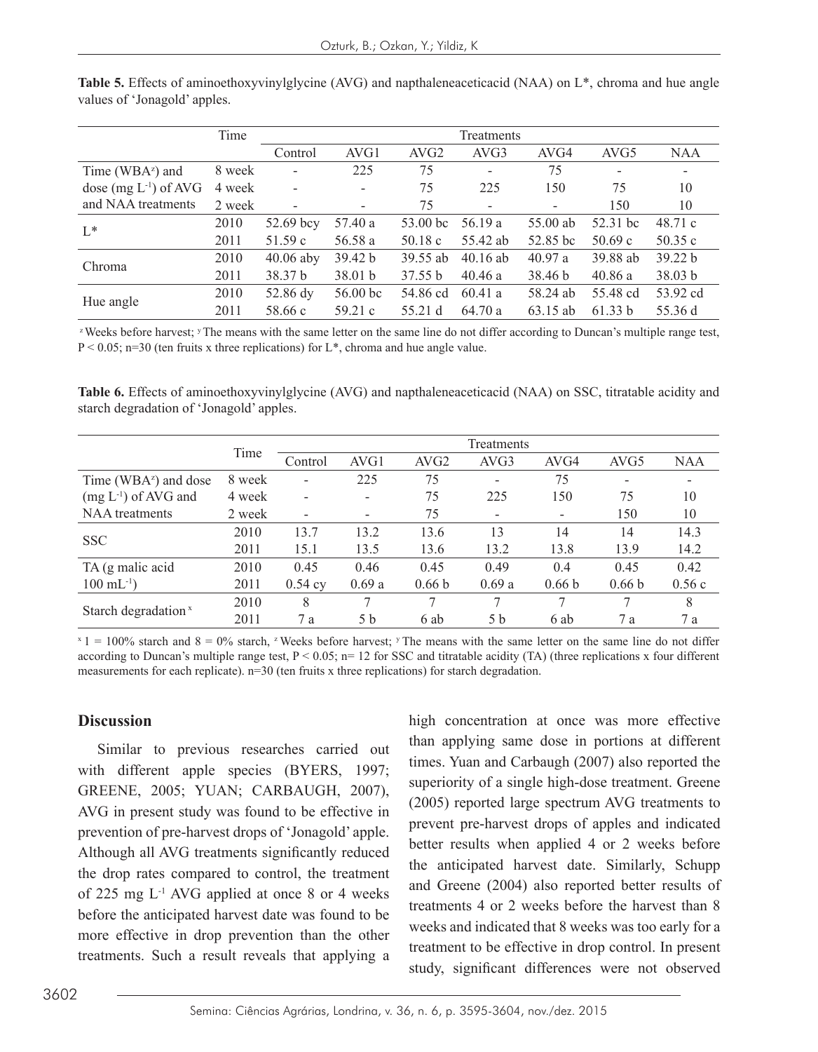**Table 5.** Effects of aminoethoxyvinylglycine (AVG) and napthaleneaceticacid (NAA) on L*, chroma and hue angle values of 'Jonagold' apples.

| | Time | Treatments | | | | | | |
|---|---|---|---|---|---|---|---|---|
| | | Control | AVG1 | AVG2 | AVG3 | AVG4 | AVG5 | NAA |
| Time (WBA[z]) and dose (mg $L^{-1}$) of AVG and NAA treatments | 8 week | - | 225 | 75 | - | 75 | - | - |
| | 4 week | - | - | 75 | 225 | 150 | 75 | 10 |
| | 2 week | - | - | 75 | - | - | 150 | 10 |
| L* | 2010 | 52.69 bcy | 57.40 a | 53.00 bc | 56.19 a | 55.00 ab | 52.31 bc | 48.71 c |
| | 2011 | 51.59 c | 56.58 a | 50.18 c | 55.42 ab | 52.85 bc | 50.69 c | 50.35 c |
| Chroma | 2010 | 40.06 aby | 39.42 b | 39.55 ab | 40.16 ab | 40.97 a | 39.88 ab | 39.22 b |
| | 2011 | 38.37 b | 38.01 b | 37.55 b | 40.46 a | 38.46 b | 40.86 a | 38.03 b |
| Hue angle | 2010 | 52.86 dy | 56.00 bc | 54.86 cd | 60.41 a | 58.24 ab | 55.48 cd | 53.92 cd |
| | 2011 | 58.66 c | 59.21 c | 55.21 d | 64.70 a | 63.15 ab | 61.33 b | 55.36 d |

[z] Weeks before harvest; [y] The means with the same letter on the same line do not differ according to Duncan's multiple range test, $P < 0.05$; n=30 (ten fruits x three replications) for L*, chroma and hue angle value.

**Table 6.** Effects of aminoethoxyvinylglycine (AVG) and napthaleneaceticacid (NAA) on SSC, titratable acidity and starch degradation of 'Jonagold' apples.

| | Time | Treatments | | | | | | |
|---|---|---|---|---|---|---|---|---|
| | | Control | AVG1 | AVG2 | AVG3 | AVG4 | AVG5 | NAA |
| Time (WBA[z]) and dose (mg $L^{-1}$) of AVG and NAA treatments | 8 week | - | 225 | 75 | - | 75 | - | - |
| | 4 week | - | - | 75 | 225 | 150 | 75 | 10 |
| | 2 week | - | - | 75 | - | - | 150 | 10 |
| SSC | 2010 | 13.7 | 13.2 | 13.6 | 13 | 14 | 14 | 14.3 |
| | 2011 | 15.1 | 13.5 | 13.6 | 13.2 | 13.8 | 13.9 | 14.2 |
| TA (g malic acid 100 $mL^{-1}$) | 2010 | 0.45 | 0.46 | 0.45 | 0.49 | 0.4 | 0.45 | 0.42 |
| | 2011 | 0.54 cy | 0.69 a | 0.66 b | 0.69 a | 0.66 b | 0.66 b | 0.56 c |
| Starch degradation[x] | 2010 | 8 | 7 | 7 | 7 | 7 | 7 | 8 |
| | 2011 | 7 a | 5 b | 6 ab | 5 b | 6 ab | 7 a | 7 a |

[x] 1 = 100% starch and 8 = 0% starch, [z] Weeks before harvest; [y] The means with the same letter on the same line do not differ according to Duncan's multiple range test, $P < 0.05$; n= 12 for SSC and titratable acidity (TA) (three replications x four different measurements for each replicate). n=30 (ten fruits x three replications) for starch degradation.

## Discussion

Similar to previous researches carried out with different apple species (BYERS, 1997; GREENE, 2005; YUAN; CARBAUGH, 2007), AVG in present study was found to be effective in prevention of pre-harvest drops of 'Jonagold' apple. Although all AVG treatments significantly reduced the drop rates compared to control, the treatment of 225 mg $L^{-1}$ AVG applied at once 8 or 4 weeks before the anticipated harvest date was found to be more effective in drop prevention than the other treatments. Such a result reveals that applying a high concentration at once was more effective than applying same dose in portions at different times. Yuan and Carbaugh (2007) also reported the superiority of a single high-dose treatment. Greene (2005) reported large spectrum AVG treatments to prevent pre-harvest drops of apples and indicated better results when applied 4 or 2 weeks before the anticipated harvest date. Similarly, Schupp and Greene (2004) also reported better results of treatments 4 or 2 weeks before the harvest than 8 weeks and indicated that 8 weeks was too early for a treatment to be effective in drop control. In present study, significant differences were not observed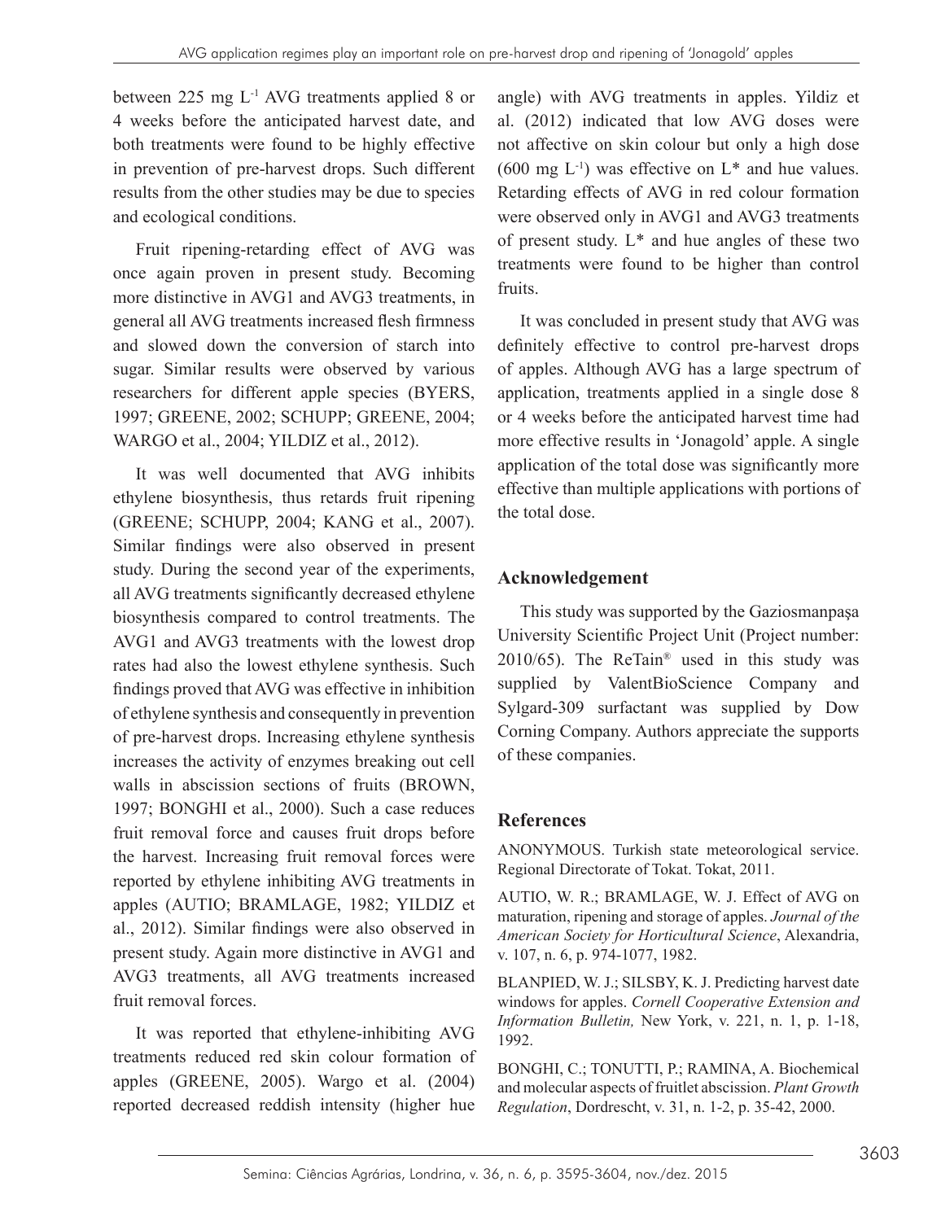between 225 mg $L^{-1}$ AVG treatments applied 8 or 4 weeks before the anticipated harvest date, and both treatments were found to be highly effective in prevention of pre-harvest drops. Such different results from the other studies may be due to species and ecological conditions.

Fruit ripening-retarding effect of AVG was once again proven in present study. Becoming more distinctive in AVG1 and AVG3 treatments, in general all AVG treatments increased flesh firmness and slowed down the conversion of starch into sugar. Similar results were observed by various researchers for different apple species (BYERS, 1997; GREENE, 2002; SCHUPP; GREENE, 2004; WARGO et al., 2004; YILDIZ et al., 2012).

It was well documented that AVG inhibits ethylene biosynthesis, thus retards fruit ripening (GREENE; SCHUPP, 2004; KANG et al., 2007). Similar findings were also observed in present study. During the second year of the experiments, all AVG treatments significantly decreased ethylene biosynthesis compared to control treatments. The AVG1 and AVG3 treatments with the lowest drop rates had also the lowest ethylene synthesis. Such findings proved that AVG was effective in inhibition of ethylene synthesis and consequently in prevention of pre-harvest drops. Increasing ethylene synthesis increases the activity of enzymes breaking out cell walls in abscission sections of fruits (BROWN, 1997; BONGHI et al., 2000). Such a case reduces fruit removal force and causes fruit drops before the harvest. Increasing fruit removal forces were reported by ethylene inhibiting AVG treatments in apples (AUTIO; BRAMLAGE, 1982; YILDIZ et al., 2012). Similar findings were also observed in present study. Again more distinctive in AVG1 and AVG3 treatments, all AVG treatments increased fruit removal forces.

It was reported that ethylene-inhibiting AVG treatments reduced red skin colour formation of apples (GREENE, 2005). Wargo et al. (2004) reported decreased reddish intensity (higher hue angle) with AVG treatments in apples. Yildiz et al. (2012) indicated that low AVG doses were not affective on skin colour but only a high dose (600 mg $L^{-1}$) was effective on L* and hue values. Retarding effects of AVG in red colour formation were observed only in AVG1 and AVG3 treatments of present study. L* and hue angles of these two treatments were found to be higher than control fruits.

It was concluded in present study that AVG was definitely effective to control pre-harvest drops of apples. Although AVG has a large spectrum of application, treatments applied in a single dose 8 or 4 weeks before the anticipated harvest time had more effective results in 'Jonagold' apple. A single application of the total dose was significantly more effective than multiple applications with portions of the total dose.

## Acknowledgement

This study was supported by the Gaziosmanpaşa University Scientific Project Unit (Project number: 2010/65). The ReTain® used in this study was supplied by ValentBioScience Company and Sylgard-309 surfactant was supplied by Dow Corning Company. Authors appreciate the supports of these companies.

## References

ANONYMOUS. Turkish state meteorological service. Regional Directorate of Tokat. Tokat, 2011.

AUTIO, W. R.; BRAMLAGE, W. J. Effect of AVG on maturation, ripening and storage of apples. *Journal of the American Society for Horticultural Science*, Alexandria, v. 107, n. 6, p. 974-1077, 1982.

BLANPIED, W. J.; SILSBY, K. J. Predicting harvest date windows for apples. *Cornell Cooperative Extension and Information Bulletin,* New York, v. 221, n. 1, p. 1-18, 1992.

BONGHI, C.; TONUTTI, P.; RAMINA, A. Biochemical and molecular aspects of fruitlet abscission. *Plant Growth Regulation*, Dordrescht, v. 31, n. 1-2, p. 35-42, 2000.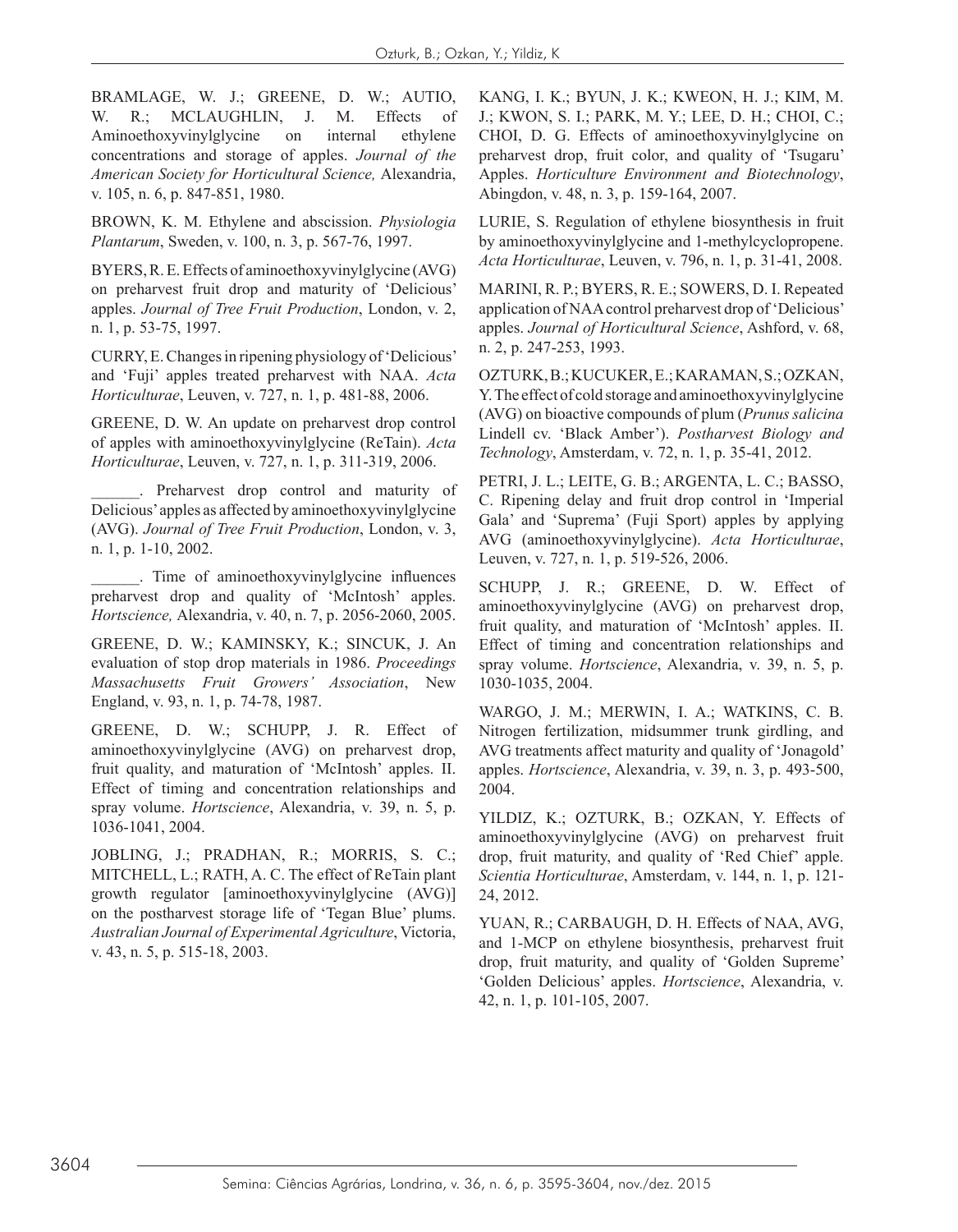BRAMLAGE, W. J.; GREENE, D. W.; AUTIO, W. R.; MCLAUGHLIN, J. M. Effects of Aminoethoxyvinylglycine on internal ethylene concentrations and storage of apples. *Journal of the American Society for Horticultural Science,* Alexandria, v. 105, n. 6, p. 847-851, 1980.

BROWN, K. M. Ethylene and abscission. *Physiologia Plantarum*, Sweden, v. 100, n. 3, p. 567-76, 1997.

BYERS, R. E. Effects of aminoethoxyvinylglycine (AVG) on preharvest fruit drop and maturity of 'Delicious' apples. *Journal of Tree Fruit Production*, London, v. 2, n. 1, p. 53-75, 1997.

CURRY, E. Changes in ripening physiology of 'Delicious' and 'Fuji' apples treated preharvest with NAA. *Acta Horticulturae*, Leuven, v. 727, n. 1, p. 481-88, 2006.

GREENE, D. W. An update on preharvest drop control of apples with aminoethoxyvinylglycine (ReTain). *Acta Horticulturae*, Leuven, v. 727, n. 1, p. 311-319, 2006.

______. Preharvest drop control and maturity of Delicious' apples as affected by aminoethoxyvinylglycine (AVG). *Journal of Tree Fruit Production*, London, v. 3, n. 1, p. 1-10, 2002.

______. Time of aminoethoxyvinylglycine influences preharvest drop and quality of 'McIntosh' apples. *Hortscience,* Alexandria, v. 40, n. 7, p. 2056-2060, 2005.

GREENE, D. W.; KAMINSKY, K.; SINCUK, J. An evaluation of stop drop materials in 1986. *Proceedings Massachusetts Fruit Growers' Association*, New England, v. 93, n. 1, p. 74-78, 1987.

GREENE, D. W.; SCHUPP, J. R. Effect of aminoethoxyvinylglycine (AVG) on preharvest drop, fruit quality, and maturation of 'McIntosh' apples. II. Effect of timing and concentration relationships and spray volume. *Hortscience*, Alexandria, v. 39, n. 5, p. 1036-1041, 2004.

JOBLING, J.; PRADHAN, R.; MORRIS, S. C.; MITCHELL, L.; RATH, A. C. The effect of ReTain plant growth regulator [aminoethoxyvinylglycine (AVG)] on the postharvest storage life of 'Tegan Blue' plums. *Australian Journal of Experimental Agriculture*, Victoria, v. 43, n. 5, p. 515-18, 2003.

KANG, I. K.; BYUN, J. K.; KWEON, H. J.; KIM, M. J.; KWON, S. I.; PARK, M. Y.; LEE, D. H.; CHOI, C.; CHOI, D. G. Effects of aminoethoxyvinylglycine on preharvest drop, fruit color, and quality of 'Tsugaru' Apples. *Horticulture Environment and Biotechnology*, Abingdon, v. 48, n. 3, p. 159-164, 2007.

LURIE, S. Regulation of ethylene biosynthesis in fruit by aminoethoxyvinylglycine and 1-methylcyclopropene. *Acta Horticulturae*, Leuven, v. 796, n. 1, p. 31-41, 2008.

MARINI, R. P.; BYERS, R. E.; SOWERS, D. I. Repeated application of NAA control preharvest drop of 'Delicious' apples. *Journal of Horticultural Science*, Ashford, v. 68, n. 2, p. 247-253, 1993.

OZTURK, B.; KUCUKER, E.; KARAMAN, S.; OZKAN, Y. The effect of cold storage and aminoethoxyvinylglycine (AVG) on bioactive compounds of plum (*Prunus salicina* Lindell cv. 'Black Amber'). *Postharvest Biology and Technology*, Amsterdam, v. 72, n. 1, p. 35-41, 2012.

PETRI, J. L.; LEITE, G. B.; ARGENTA, L. C.; BASSO, C. Ripening delay and fruit drop control in 'Imperial Gala' and 'Suprema' (Fuji Sport) apples by applying AVG (aminoethoxyvinylglycine). *Acta Horticulturae*, Leuven, v. 727, n. 1, p. 519-526, 2006.

SCHUPP, J. R.; GREENE, D. W. Effect of aminoethoxyvinylglycine (AVG) on preharvest drop, fruit quality, and maturation of 'McIntosh' apples. II. Effect of timing and concentration relationships and spray volume. *Hortscience*, Alexandria, v. 39, n. 5, p. 1030-1035, 2004.

WARGO, J. M.; MERWIN, I. A.; WATKINS, C. B. Nitrogen fertilization, midsummer trunk girdling, and AVG treatments affect maturity and quality of 'Jonagold' apples. *Hortscience*, Alexandria, v. 39, n. 3, p. 493-500, 2004.

YILDIZ, K.; OZTURK, B.; OZKAN, Y. Effects of aminoethoxyvinylglycine (AVG) on preharvest fruit drop, fruit maturity, and quality of 'Red Chief' apple. *Scientia Horticulturae*, Amsterdam, v. 144, n. 1, p. 121-24, 2012.

YUAN, R.; CARBAUGH, D. H. Effects of NAA, AVG, and 1-MCP on ethylene biosynthesis, preharvest fruit drop, fruit maturity, and quality of 'Golden Supreme' 'Golden Delicious' apples. *Hortscience*, Alexandria, v. 42, n. 1, p. 101-105, 2007.